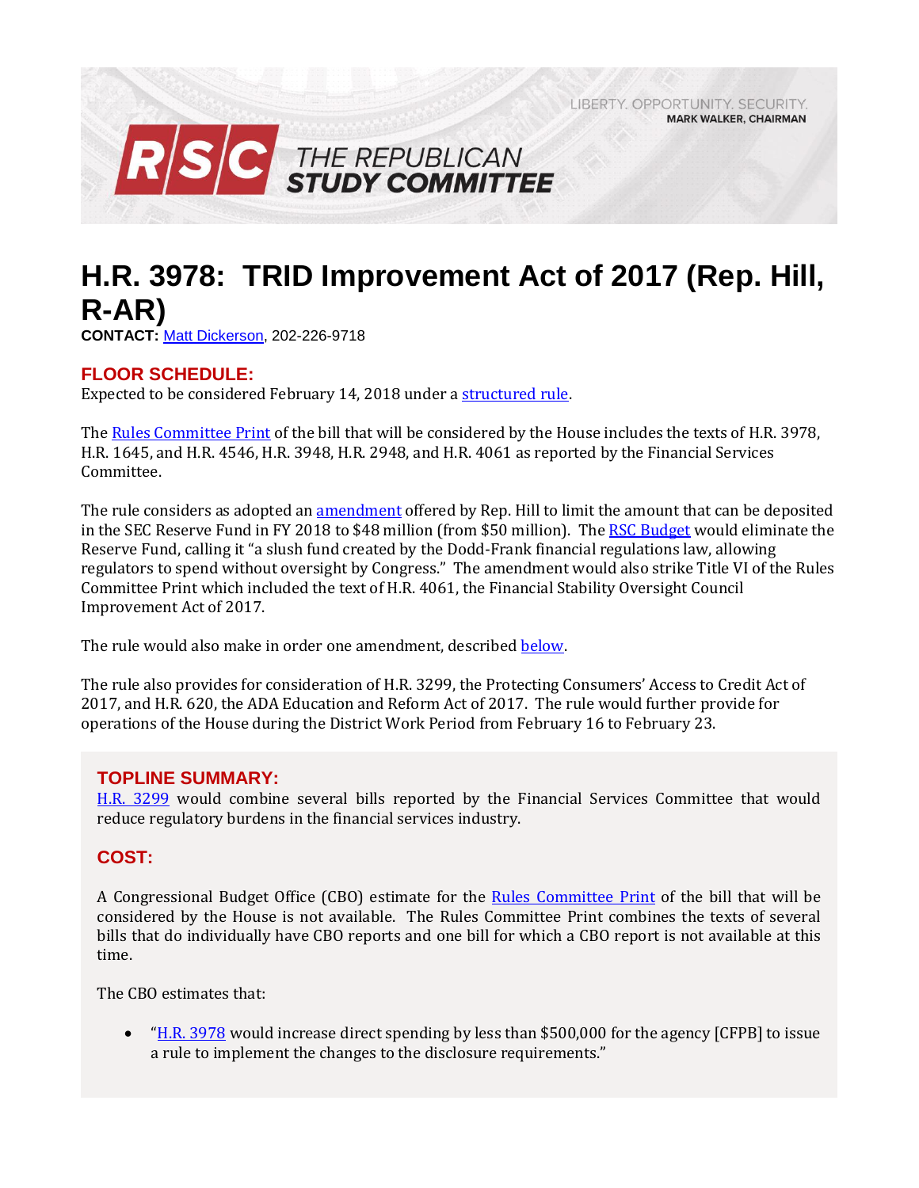LIBERTY. OPPORTUNITY. SECURITY.
MARK WALKER, CHAIRMAN

RSC THE REPUBLICAN STUDY COMMITTEE

# H.R. 3978: TRID Improvement Act of 2017 (Rep. Hill, R-AR)

**CONTACT:** Matt Dickerson, 202-226-9718

## FLOOR SCHEDULE:

Expected to be considered February 14, 2018 under a structured rule.

The Rules Committee Print of the bill that will be considered by the House includes the texts of H.R. 3978, H.R. 1645, and H.R. 4546, H.R. 3948, H.R. 2948, and H.R. 4061 as reported by the Financial Services Committee.

The rule considers as adopted an amendment offered by Rep. Hill to limit the amount that can be deposited in the SEC Reserve Fund in FY 2018 to $48 million (from $50 million). The RSC Budget would eliminate the Reserve Fund, calling it "a slush fund created by the Dodd-Frank financial regulations law, allowing regulators to spend without oversight by Congress." The amendment would also strike Title VI of the Rules Committee Print which included the text of H.R. 4061, the Financial Stability Oversight Council Improvement Act of 2017.

The rule would also make in order one amendment, described below.

The rule also provides for consideration of H.R. 3299, the Protecting Consumers' Access to Credit Act of 2017, and H.R. 620, the ADA Education and Reform Act of 2017. The rule would further provide for operations of the House during the District Work Period from February 16 to February 23.

## TOPLINE SUMMARY:

H.R. 3299 would combine several bills reported by the Financial Services Committee that would reduce regulatory burdens in the financial services industry.

## COST:

A Congressional Budget Office (CBO) estimate for the Rules Committee Print of the bill that will be considered by the House is not available. The Rules Committee Print combines the texts of several bills that do individually have CBO reports and one bill for which a CBO report is not available at this time.

The CBO estimates that:

- "H.R. 3978 would increase direct spending by less than $500,000 for the agency [CFPB] to issue a rule to implement the changes to the disclosure requirements."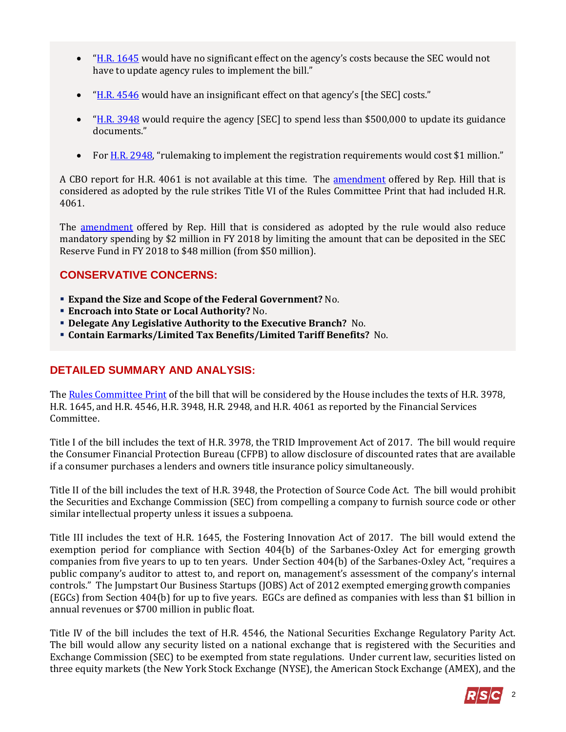- "H.R. 1645 would have no significant effect on the agency's costs because the SEC would not have to update agency rules to implement the bill."
- "H.R. 4546 would have an insignificant effect on that agency's [the SEC] costs."
- "H.R. 3948 would require the agency [SEC] to spend less than $500,000 to update its guidance documents."
- For H.R. 2948, "rulemaking to implement the registration requirements would cost $1 million."

A CBO report for H.R. 4061 is not available at this time. The amendment offered by Rep. Hill that is considered as adopted by the rule strikes Title VI of the Rules Committee Print that had included H.R. 4061.

The amendment offered by Rep. Hill that is considered as adopted by the rule would also reduce mandatory spending by $2 million in FY 2018 by limiting the amount that can be deposited in the SEC Reserve Fund in FY 2018 to $48 million (from $50 million).

## CONSERVATIVE CONCERNS:

- **Expand the Size and Scope of the Federal Government?** No.
- **Encroach into State or Local Authority?** No.
- **Delegate Any Legislative Authority to the Executive Branch?** No.
- **Contain Earmarks/Limited Tax Benefits/Limited Tariff Benefits?** No.

## DETAILED SUMMARY AND ANALYSIS:

The Rules Committee Print of the bill that will be considered by the House includes the texts of H.R. 3978, H.R. 1645, and H.R. 4546, H.R. 3948, H.R. 2948, and H.R. 4061 as reported by the Financial Services Committee.

Title I of the bill includes the text of H.R. 3978, the TRID Improvement Act of 2017. The bill would require the Consumer Financial Protection Bureau (CFPB) to allow disclosure of discounted rates that are available if a consumer purchases a lenders and owners title insurance policy simultaneously.

Title II of the bill includes the text of H.R. 3948, the Protection of Source Code Act. The bill would prohibit the Securities and Exchange Commission (SEC) from compelling a company to furnish source code or other similar intellectual property unless it issues a subpoena.

Title III includes the text of H.R. 1645, the Fostering Innovation Act of 2017. The bill would extend the exemption period for compliance with Section 404(b) of the Sarbanes-Oxley Act for emerging growth companies from five years to up to ten years. Under Section 404(b) of the Sarbanes-Oxley Act, "requires a public company's auditor to attest to, and report on, management's assessment of the company's internal controls." The Jumpstart Our Business Startups (JOBS) Act of 2012 exempted emerging growth companies (EGCs) from Section 404(b) for up to five years. EGCs are defined as companies with less than $1 billion in annual revenues or $700 million in public float.

Title IV of the bill includes the text of H.R. 4546, the National Securities Exchange Regulatory Parity Act. The bill would allow any security listed on a national exchange that is registered with the Securities and Exchange Commission (SEC) to be exempted from state regulations. Under current law, securities listed on three equity markets (the New York Stock Exchange (NYSE), the American Stock Exchange (AMEX), and the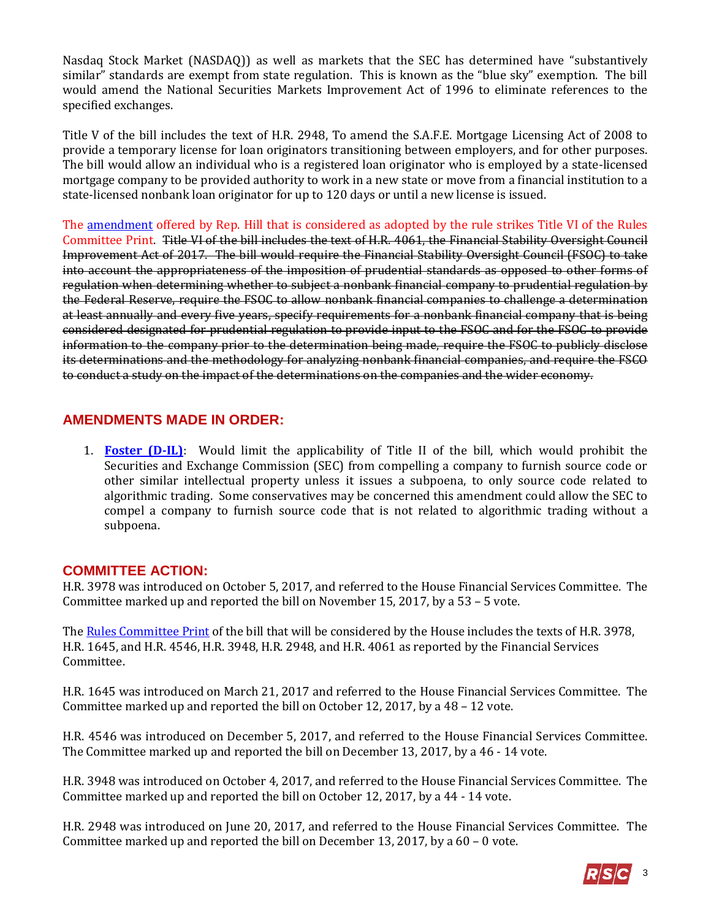Nasdaq Stock Market (NASDAQ)) as well as markets that the SEC has determined have "substantively similar" standards are exempt from state regulation. This is known as the "blue sky" exemption. The bill would amend the National Securities Markets Improvement Act of 1996 to eliminate references to the specified exchanges.

Title V of the bill includes the text of H.R. 2948, To amend the S.A.F.E. Mortgage Licensing Act of 2008 to provide a temporary license for loan originators transitioning between employers, and for other purposes. The bill would allow an individual who is a registered loan originator who is employed by a state-licensed mortgage company to be provided authority to work in a new state or move from a financial institution to a state-licensed nonbank loan originator for up to 120 days or until a new license is issued.

The amendment offered by Rep. Hill that is considered as adopted by the rule strikes Title VI of the Rules Committee Print. ~~Title VI of the bill includes the text of H.R. 4061, the Financial Stability Oversight Council Improvement Act of 2017. The bill would require the Financial Stability Oversight Council (FSOC) to take into account the appropriateness of the imposition of prudential standards as opposed to other forms of regulation when determining whether to subject a nonbank financial company to prudential regulation by the Federal Reserve, require the FSOC to allow nonbank financial companies to challenge a determination at least annually and every five years, specify requirements for a nonbank financial company that is being considered designated for prudential regulation to provide input to the FSOC and for the FSOC to provide information to the company prior to the determination being made, require the FSOC to publicly disclose its determinations and the methodology for analyzing nonbank financial companies, and require the FSCO to conduct a study on the impact of the determinations on the companies and the wider economy.~~

## AMENDMENTS MADE IN ORDER:

1. **Foster (D-IL)**: Would limit the applicability of Title II of the bill, which would prohibit the Securities and Exchange Commission (SEC) from compelling a company to furnish source code or other similar intellectual property unless it issues a subpoena, to only source code related to algorithmic trading. Some conservatives may be concerned this amendment could allow the SEC to compel a company to furnish source code that is not related to algorithmic trading without a subpoena.

## COMMITTEE ACTION:

H.R. 3978 was introduced on October 5, 2017, and referred to the House Financial Services Committee. The Committee marked up and reported the bill on November 15, 2017, by a 53 – 5 vote.

The Rules Committee Print of the bill that will be considered by the House includes the texts of H.R. 3978, H.R. 1645, and H.R. 4546, H.R. 3948, H.R. 2948, and H.R. 4061 as reported by the Financial Services Committee.

H.R. 1645 was introduced on March 21, 2017 and referred to the House Financial Services Committee. The Committee marked up and reported the bill on October 12, 2017, by a 48 – 12 vote.

H.R. 4546 was introduced on December 5, 2017, and referred to the House Financial Services Committee. The Committee marked up and reported the bill on December 13, 2017, by a 46 - 14 vote.

H.R. 3948 was introduced on October 4, 2017, and referred to the House Financial Services Committee. The Committee marked up and reported the bill on October 12, 2017, by a 44 - 14 vote.

H.R. 2948 was introduced on June 20, 2017, and referred to the House Financial Services Committee. The Committee marked up and reported the bill on December 13, 2017, by a 60 – 0 vote.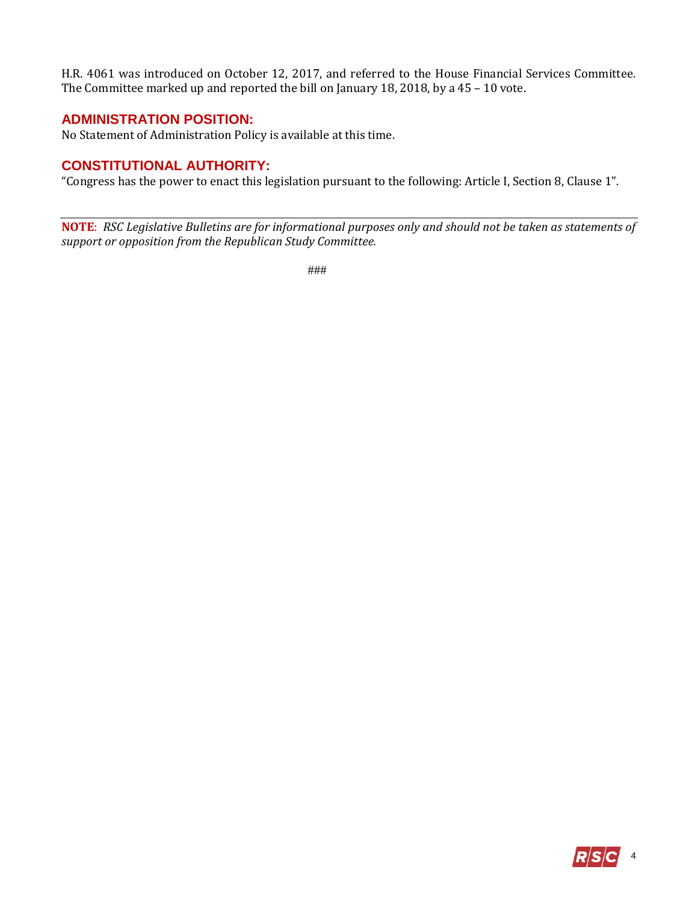H.R. 4061 was introduced on October 12, 2017, and referred to the House Financial Services Committee. The Committee marked up and reported the bill on January 18, 2018, by a 45 – 10 vote.

## ADMINISTRATION POSITION:

No Statement of Administration Policy is available at this time.

## CONSTITUTIONAL AUTHORITY:

"Congress has the power to enact this legislation pursuant to the following: Article I, Section 8, Clause 1".

---

**NOTE**: *RSC Legislative Bulletins are for informational purposes only and should not be taken as statements of support or opposition from the Republican Study Committee.*

###